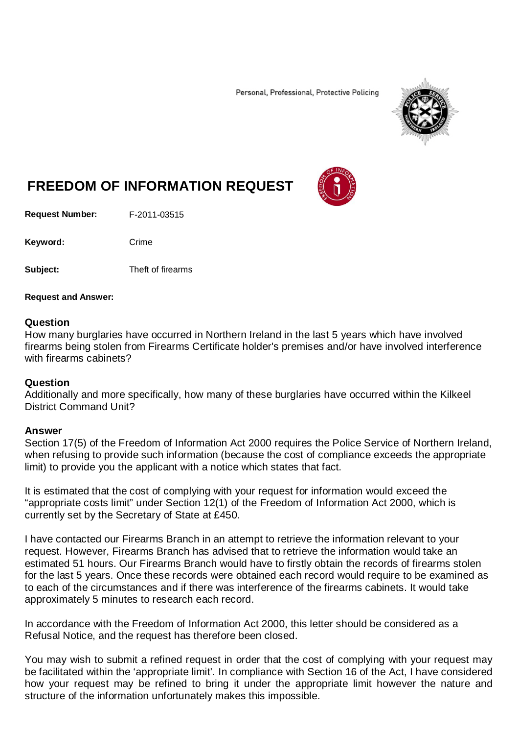Personal, Professional, Protective Policing

# FREEDOM OF INFORMATION REQUEST

**Request Number:** F-2011-03515

**Keyword:** Crime

**Subject:** Theft of firearms

**Request and Answer:**

### Question

How many burglaries have occurred in Northern Ireland in the last 5 years which have involved firearms being stolen from Firearms Certificate holder's premises and/or have involved interference with firearms cabinets?

### Question

Additionally and more specifically, how many of these burglaries have occurred within the Kilkeel District Command Unit?

### Answer

Section 17(5) of the Freedom of Information Act 2000 requires the Police Service of Northern Ireland, when refusing to provide such information (because the cost of compliance exceeds the appropriate limit) to provide you the applicant with a notice which states that fact.

It is estimated that the cost of complying with your request for information would exceed the "appropriate costs limit" under Section 12(1) of the Freedom of Information Act 2000, which is currently set by the Secretary of State at £450.

I have contacted our Firearms Branch in an attempt to retrieve the information relevant to your request. However, Firearms Branch has advised that to retrieve the information would take an estimated 51 hours. Our Firearms Branch would have to firstly obtain the records of firearms stolen for the last 5 years. Once these records were obtained each record would require to be examined as to each of the circumstances and if there was interference of the firearms cabinets. It would take approximately 5 minutes to research each record.

In accordance with the Freedom of Information Act 2000, this letter should be considered as a Refusal Notice, and the request has therefore been closed.

You may wish to submit a refined request in order that the cost of complying with your request may be facilitated within the 'appropriate limit'. In compliance with Section 16 of the Act, I have considered how your request may be refined to bring it under the appropriate limit however the nature and structure of the information unfortunately makes this impossible.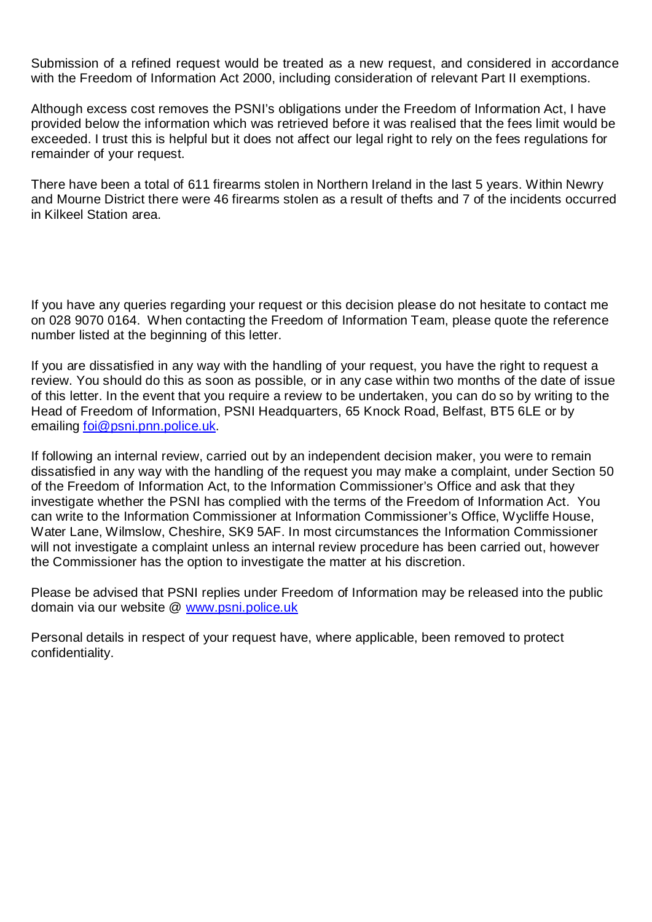Submission of a refined request would be treated as a new request, and considered in accordance with the Freedom of Information Act 2000, including consideration of relevant Part II exemptions.

Although excess cost removes the PSNI's obligations under the Freedom of Information Act, I have provided below the information which was retrieved before it was realised that the fees limit would be exceeded. I trust this is helpful but it does not affect our legal right to rely on the fees regulations for remainder of your request.

There have been a total of 611 firearms stolen in Northern Ireland in the last 5 years. Within Newry and Mourne District there were 46 firearms stolen as a result of thefts and 7 of the incidents occurred in Kilkeel Station area.

If you have any queries regarding your request or this decision please do not hesitate to contact me on 028 9070 0164. When contacting the Freedom of Information Team, please quote the reference number listed at the beginning of this letter.

If you are dissatisfied in any way with the handling of your request, you have the right to request a review. You should do this as soon as possible, or in any case within two months of the date of issue of this letter. In the event that you require a review to be undertaken, you can do so by writing to the Head of Freedom of Information, PSNI Headquarters, 65 Knock Road, Belfast, BT5 6LE or by emailing [foi@psni.pnn.police.uk](mailto:foi@psni.pnn.police.uk).

If following an internal review, carried out by an independent decision maker, you were to remain dissatisfied in any way with the handling of the request you may make a complaint, under Section 50 of the Freedom of Information Act, to the Information Commissioner's Office and ask that they investigate whether the PSNI has complied with the terms of the Freedom of Information Act. You can write to the Information Commissioner at Information Commissioner's Office, Wycliffe House, Water Lane, Wilmslow, Cheshire, SK9 5AF. In most circumstances the Information Commissioner will not investigate a complaint unless an internal review procedure has been carried out, however the Commissioner has the option to investigate the matter at his discretion.

Please be advised that PSNI replies under Freedom of Information may be released into the public domain via our website @ [www.psni.police.uk](http://www.psni.police.uk)

Personal details in respect of your request have, where applicable, been removed to protect confidentiality.